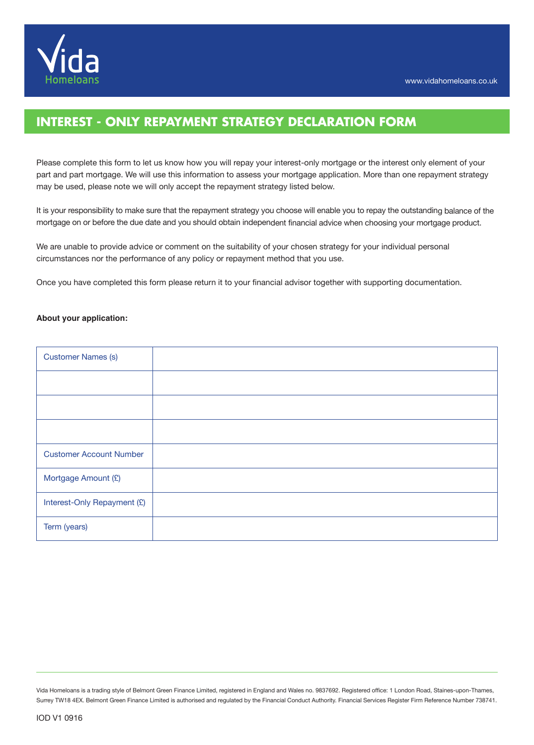Vida Homeloans

www.vidahomeloans.co.uk

# INTEREST - ONLY REPAYMENT STRATEGY DECLARATION FORM

Please complete this form to let us know how you will repay your interest-only mortgage or the interest only element of your part and part mortgage. We will use this information to assess your mortgage application. More than one repayment strategy may be used, please note we will only accept the repayment strategy listed below.

It is your responsibility to make sure that the repayment strategy you choose will enable you to repay the outstanding balance of the mortgage on or before the due date and you should obtain independent financial advice when choosing your mortgage product.

We are unable to provide advice or comment on the suitability of your chosen strategy for your individual personal circumstances nor the performance of any policy or repayment method that you use.

Once you have completed this form please return it to your financial advisor together with supporting documentation.

**About your application:**

| Customer Names (s) | |
|---|---|
| | |
| | |
| | |
| Customer Account Number | |
| Mortgage Amount (£) | |
| Interest-Only Repayment (£) | |
| Term (years) | |

Vida Homeloans is a trading style of Belmont Green Finance Limited, registered in England and Wales no. 9837692. Registered office: 1 London Road, Staines-upon-Thames, Surrey TW18 4EX. Belmont Green Finance Limited is authorised and regulated by the Financial Conduct Authority. Financial Services Register Firm Reference Number 738741.

IOD V1 0916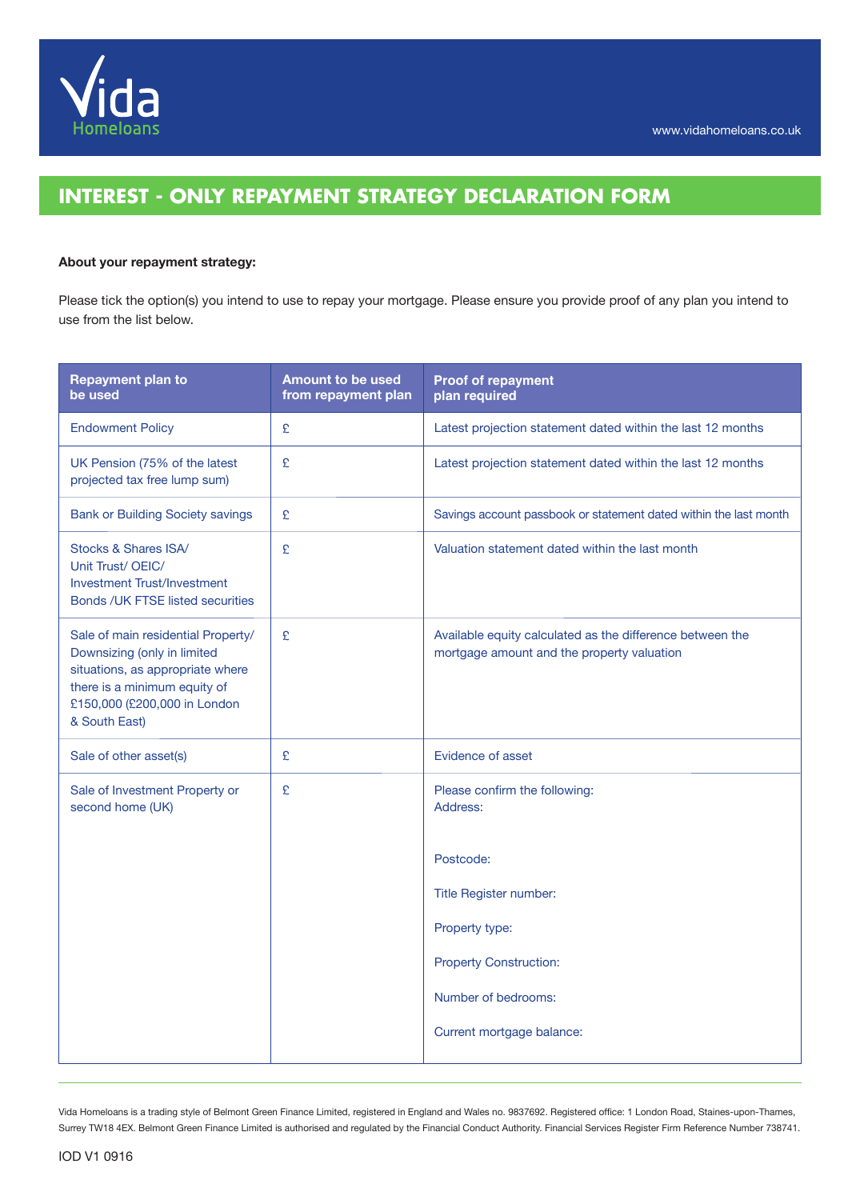Vida Homeloans

www.vidahomeloans.co.uk

# INTEREST - ONLY REPAYMENT STRATEGY DECLARATION FORM

**About your repayment strategy:**

Please tick the option(s) you intend to use to repay your mortgage. Please ensure you provide proof of any plan you intend to use from the list below.

| Repayment plan to be used | Amount to be used from repayment plan | Proof of repayment plan required |
|---|---|---|
| Endowment Policy | £ | Latest projection statement dated within the last 12 months |
| UK Pension (75% of the latest projected tax free lump sum) | £ | Latest projection statement dated within the last 12 months |
| Bank or Building Society savings | £ | Savings account passbook or statement dated within the last month |
| Stocks & Shares ISA/ Unit Trust/ OEIC/ Investment Trust/Investment Bonds /UK FTSE listed securities | £ | Valuation statement dated within the last month |
| Sale of main residential Property/ Downsizing (only in limited situations, as appropriate where there is a minimum equity of £150,000 (£200,000 in London & South East) | £ | Available equity calculated as the difference between the mortgage amount and the property valuation |
| Sale of other asset(s) | £ | Evidence of asset |
| Sale of Investment Property or second home (UK) | £ | Please confirm the following:<br>Address:<br><br>Postcode:<br><br>Title Register number:<br><br>Property type:<br><br>Property Construction:<br><br>Number of bedrooms:<br><br>Current mortgage balance: |

Vida Homeloans is a trading style of Belmont Green Finance Limited, registered in England and Wales no. 9837692. Registered office: 1 London Road, Staines-upon-Thames, Surrey TW18 4EX. Belmont Green Finance Limited is authorised and regulated by the Financial Conduct Authority. Financial Services Register Firm Reference Number 738741.

IOD V1 0916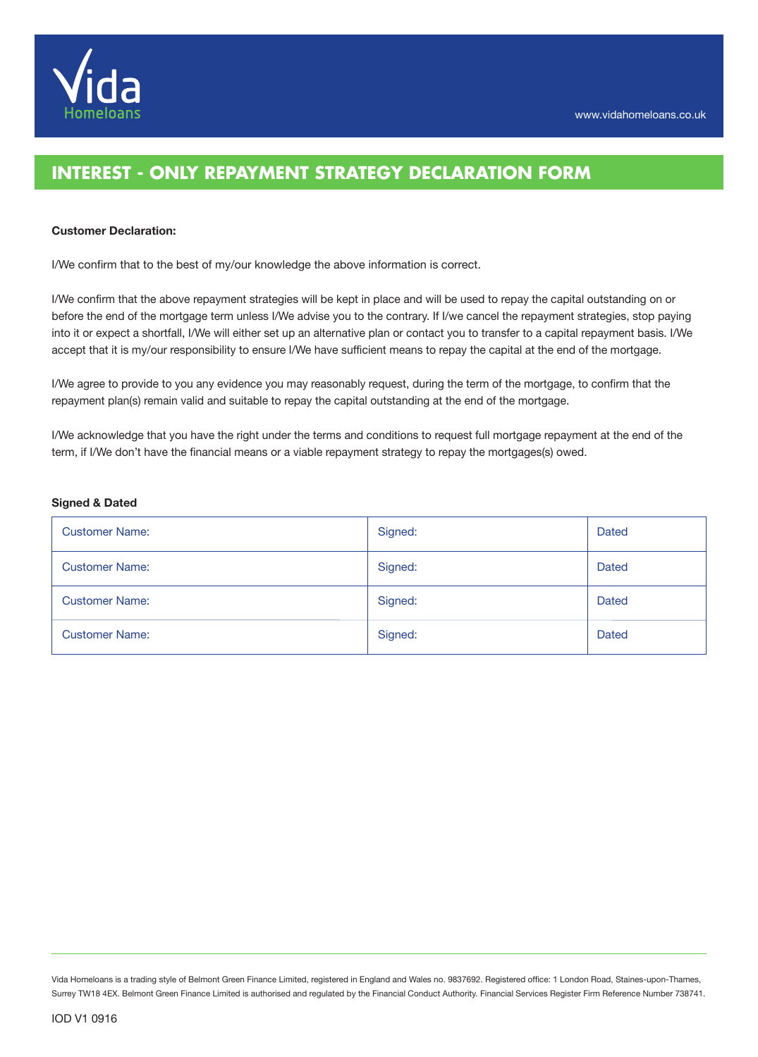Vida
Homeloans

www.vidahomeloans.co.uk

# INTEREST - ONLY REPAYMENT STRATEGY DECLARATION FORM

**Customer Declaration:**

I/We confirm that to the best of my/our knowledge the above information is correct.

I/We confirm that the above repayment strategies will be kept in place and will be used to repay the capital outstanding on or before the end of the mortgage term unless I/We advise you to the contrary. If I/we cancel the repayment strategies, stop paying into it or expect a shortfall, I/We will either set up an alternative plan or contact you to transfer to a capital repayment basis. I/We accept that it is my/our responsibility to ensure I/We have sufficient means to repay the capital at the end of the mortgage.

I/We agree to provide to you any evidence you may reasonably request, during the term of the mortgage, to confirm that the repayment plan(s) remain valid and suitable to repay the capital outstanding at the end of the mortgage.

I/We acknowledge that you have the right under the terms and conditions to request full mortgage repayment at the end of the term, if I/We don't have the financial means or a viable repayment strategy to repay the mortgages(s) owed.

**Signed & Dated**

| | | |
|---|---|---|
| Customer Name: | Signed: | Dated |
| Customer Name: | Signed: | Dated |
| Customer Name: | Signed: | Dated |
| Customer Name: | Signed: | Dated |

Vida Homeloans is a trading style of Belmont Green Finance Limited, registered in England and Wales no. 9837692. Registered office: 1 London Road, Staines-upon-Thames, Surrey TW18 4EX. Belmont Green Finance Limited is authorised and regulated by the Financial Conduct Authority. Financial Services Register Firm Reference Number 738741.

IOD V1 0916